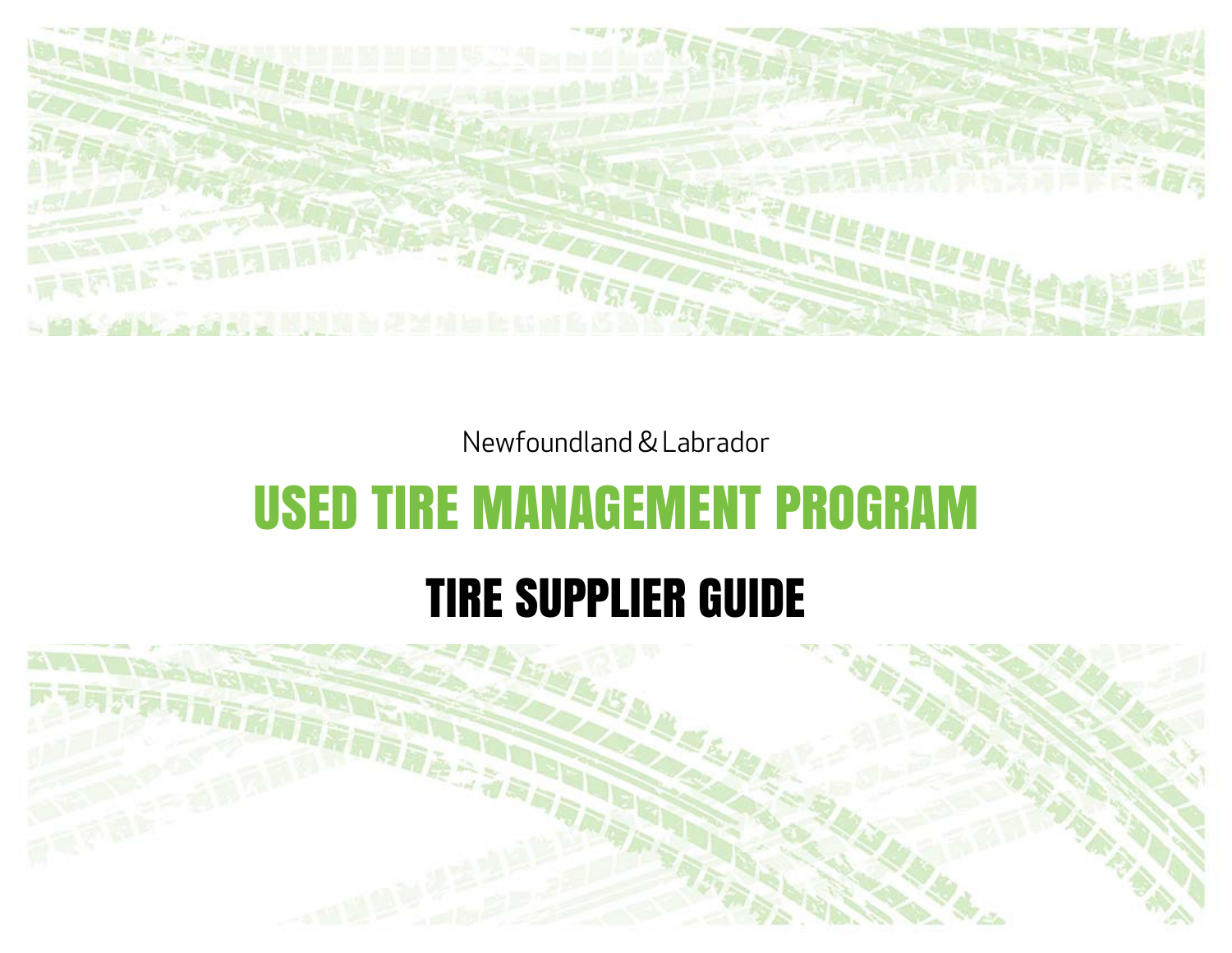Newfoundland & Labrador

# USED TIRE MANAGEMENT PROGRAM

## TIRE SUPPLIER GUIDE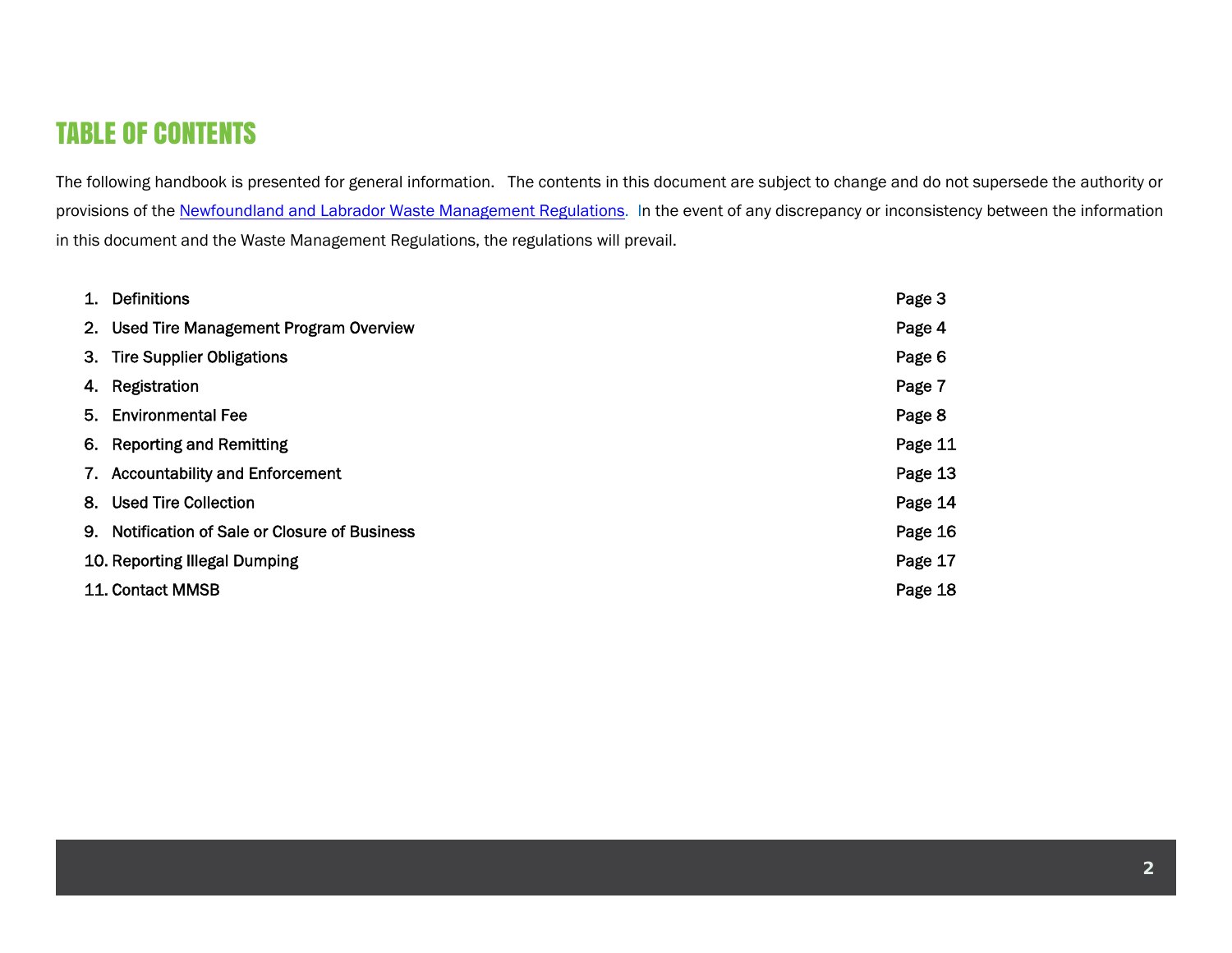# TABLE OF CONTENTS

The following handbook is presented for general information. The contents in this document are subject to change and do not supersede the authority or provisions of the Newfoundland and Labrador Waste Management Regulations. In the event of any discrepancy or inconsistency between the information in this document and the Waste Management Regulations, the regulations will prevail.

1. Definitions — Page 3
2. Used Tire Management Program Overview — Page 4
3. Tire Supplier Obligations — Page 6
4. Registration — Page 7
5. Environmental Fee — Page 8
6. Reporting and Remitting — Page 11
7. Accountability and Enforcement — Page 13
8. Used Tire Collection — Page 14
9. Notification of Sale or Closure of Business — Page 16
10. Reporting Illegal Dumping — Page 17
11. Contact MMSB — Page 18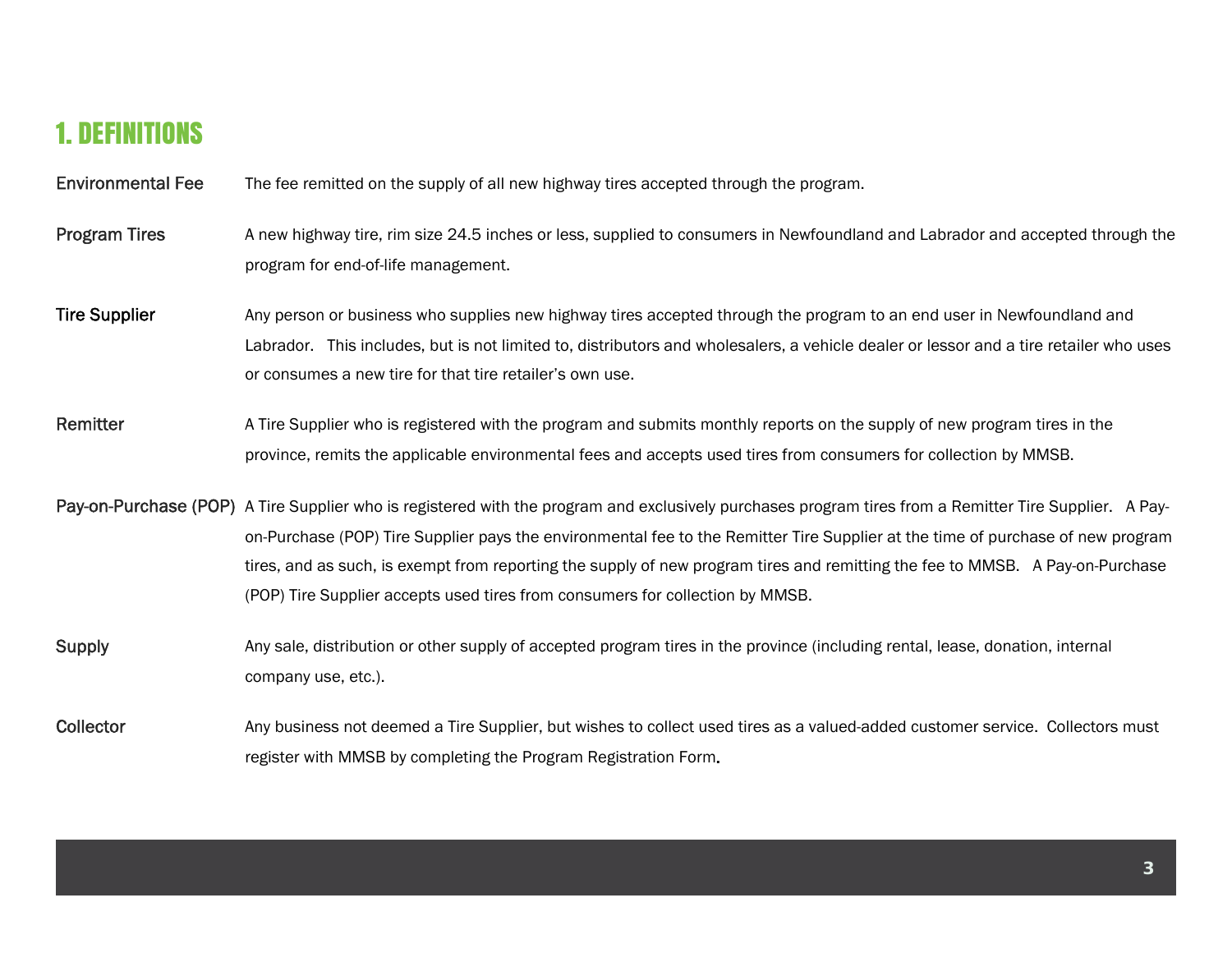# 1. DEFINITIONS

| | |
|---|---|
| Environmental Fee | The fee remitted on the supply of all new highway tires accepted through the program. |
| Program Tires | A new highway tire, rim size 24.5 inches or less, supplied to consumers in Newfoundland and Labrador and accepted through the program for end-of-life management. |
| Tire Supplier | Any person or business who supplies new highway tires accepted through the program to an end user in Newfoundland and Labrador. This includes, but is not limited to, distributors and wholesalers, a vehicle dealer or lessor and a tire retailer who uses or consumes a new tire for that tire retailer's own use. |
| Remitter | A Tire Supplier who is registered with the program and submits monthly reports on the supply of new program tires in the province, remits the applicable environmental fees and accepts used tires from consumers for collection by MMSB. |
| Pay-on-Purchase (POP) | A Tire Supplier who is registered with the program and exclusively purchases program tires from a Remitter Tire Supplier. A Pay-on-Purchase (POP) Tire Supplier pays the environmental fee to the Remitter Tire Supplier at the time of purchase of new program tires, and as such, is exempt from reporting the supply of new program tires and remitting the fee to MMSB. A Pay-on-Purchase (POP) Tire Supplier accepts used tires from consumers for collection by MMSB. |
| Supply | Any sale, distribution or other supply of accepted program tires in the province (including rental, lease, donation, internal company use, etc.). |
| Collector | Any business not deemed a Tire Supplier, but wishes to collect used tires as a valued-added customer service. Collectors must register with MMSB by completing the Program Registration Form. |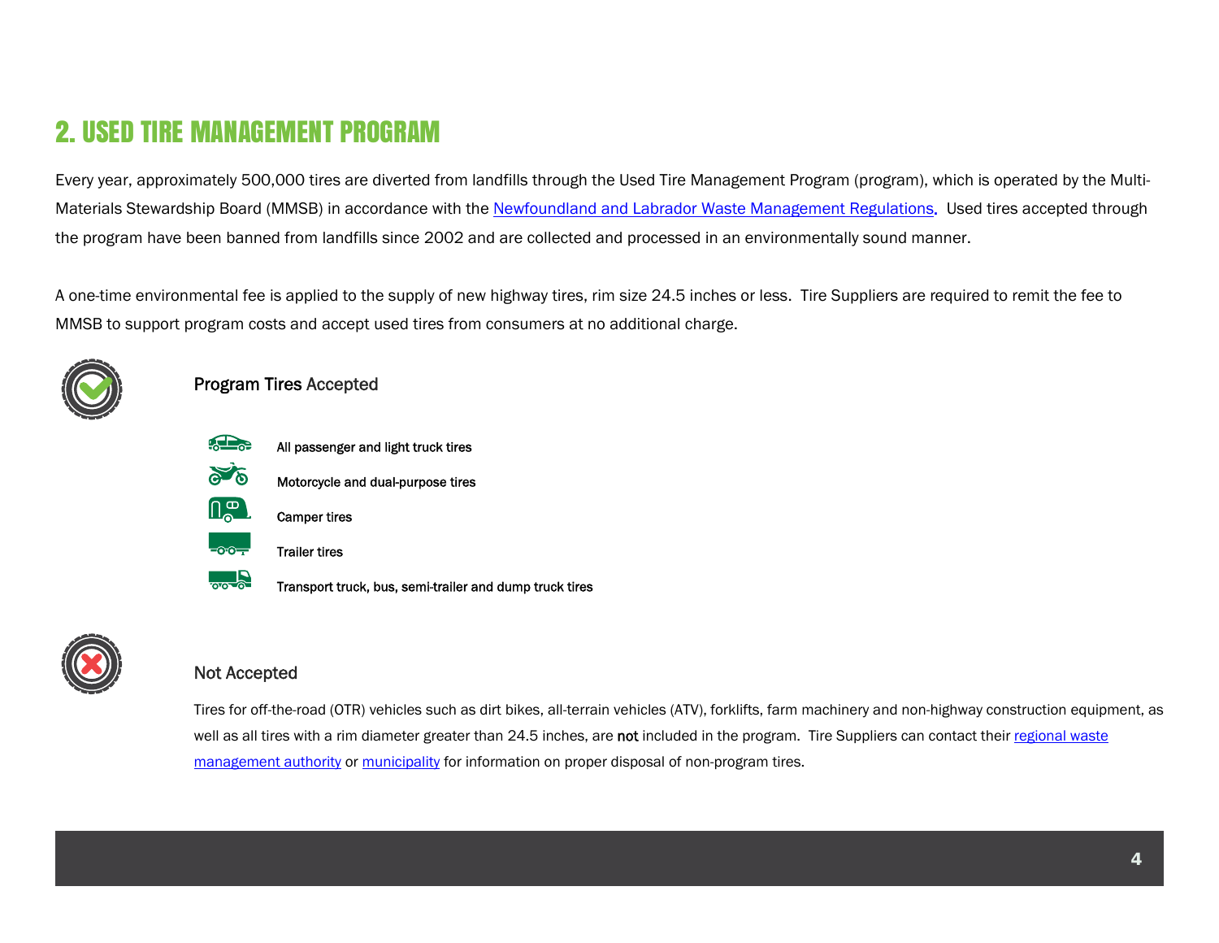## 2. USED TIRE MANAGEMENT PROGRAM

Every year, approximately 500,000 tires are diverted from landfills through the Used Tire Management Program (program), which is operated by the Multi-Materials Stewardship Board (MMSB) in accordance with the Newfoundland and Labrador Waste Management Regulations. Used tires accepted through the program have been banned from landfills since 2002 and are collected and processed in an environmentally sound manner.

A one-time environmental fee is applied to the supply of new highway tires, rim size 24.5 inches or less. Tire Suppliers are required to remit the fee to MMSB to support program costs and accept used tires from consumers at no additional charge.

### Program Tires Accepted

- All passenger and light truck tires
- Motorcycle and dual-purpose tires
- Camper tires
- Trailer tires
- Transport truck, bus, semi-trailer and dump truck tires

### Not Accepted

Tires for off-the-road (OTR) vehicles such as dirt bikes, all-terrain vehicles (ATV), forklifts, farm machinery and non-highway construction equipment, as well as all tires with a rim diameter greater than 24.5 inches, are **not** included in the program. Tire Suppliers can contact their regional waste management authority or municipality for information on proper disposal of non-program tires.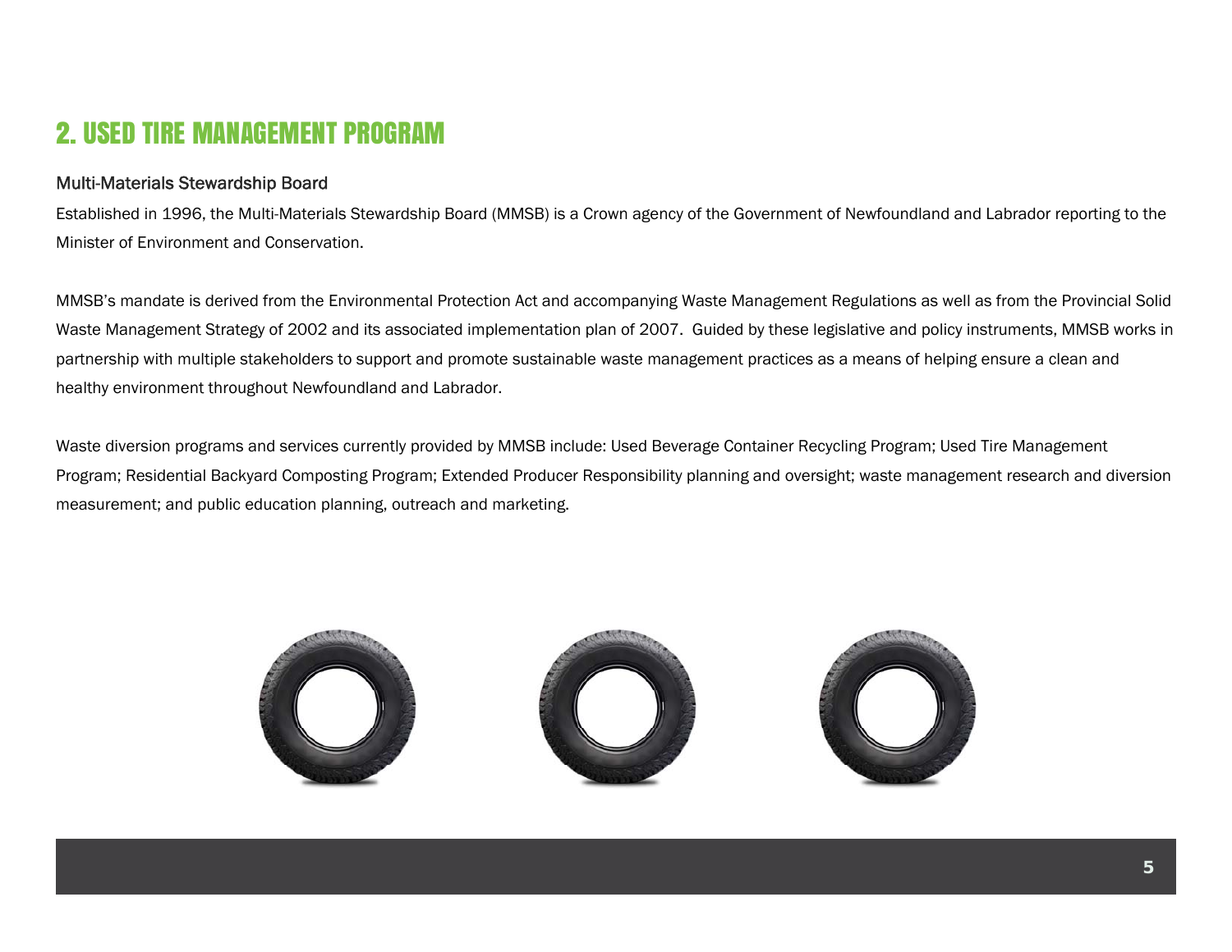# 2. USED TIRE MANAGEMENT PROGRAM

### Multi-Materials Stewardship Board

Established in 1996, the Multi-Materials Stewardship Board (MMSB) is a Crown agency of the Government of Newfoundland and Labrador reporting to the Minister of Environment and Conservation.

MMSB's mandate is derived from the Environmental Protection Act and accompanying Waste Management Regulations as well as from the Provincial Solid Waste Management Strategy of 2002 and its associated implementation plan of 2007. Guided by these legislative and policy instruments, MMSB works in partnership with multiple stakeholders to support and promote sustainable waste management practices as a means of helping ensure a clean and healthy environment throughout Newfoundland and Labrador.

Waste diversion programs and services currently provided by MMSB include: Used Beverage Container Recycling Program; Used Tire Management Program; Residential Backyard Composting Program; Extended Producer Responsibility planning and oversight; waste management research and diversion measurement; and public education planning, outreach and marketing.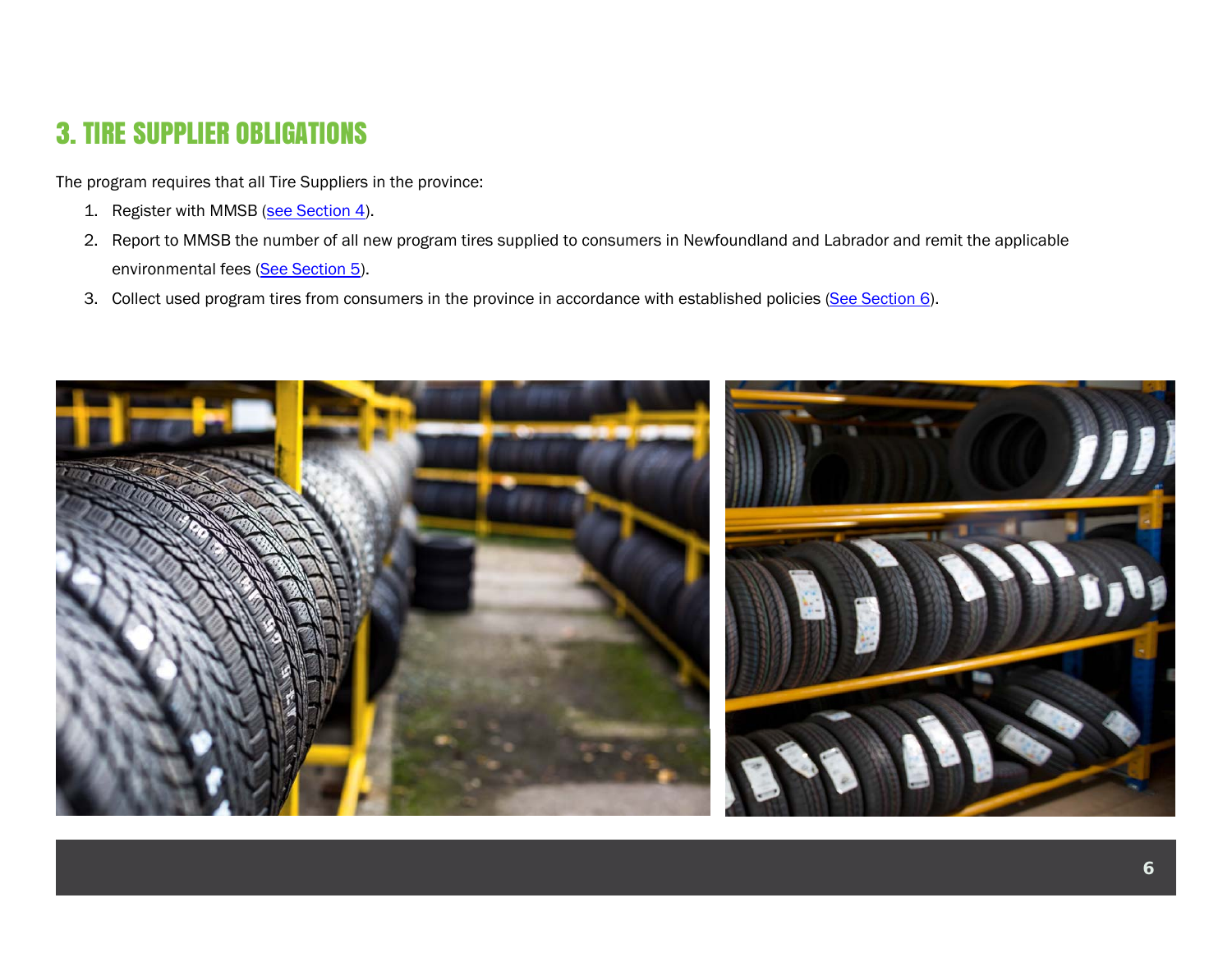## 3. TIRE SUPPLIER OBLIGATIONS

The program requires that all Tire Suppliers in the province:

1. Register with MMSB (see Section 4).
2. Report to MMSB the number of all new program tires supplied to consumers in Newfoundland and Labrador and remit the applicable environmental fees (See Section 5).
3. Collect used program tires from consumers in the province in accordance with established policies (See Section 6).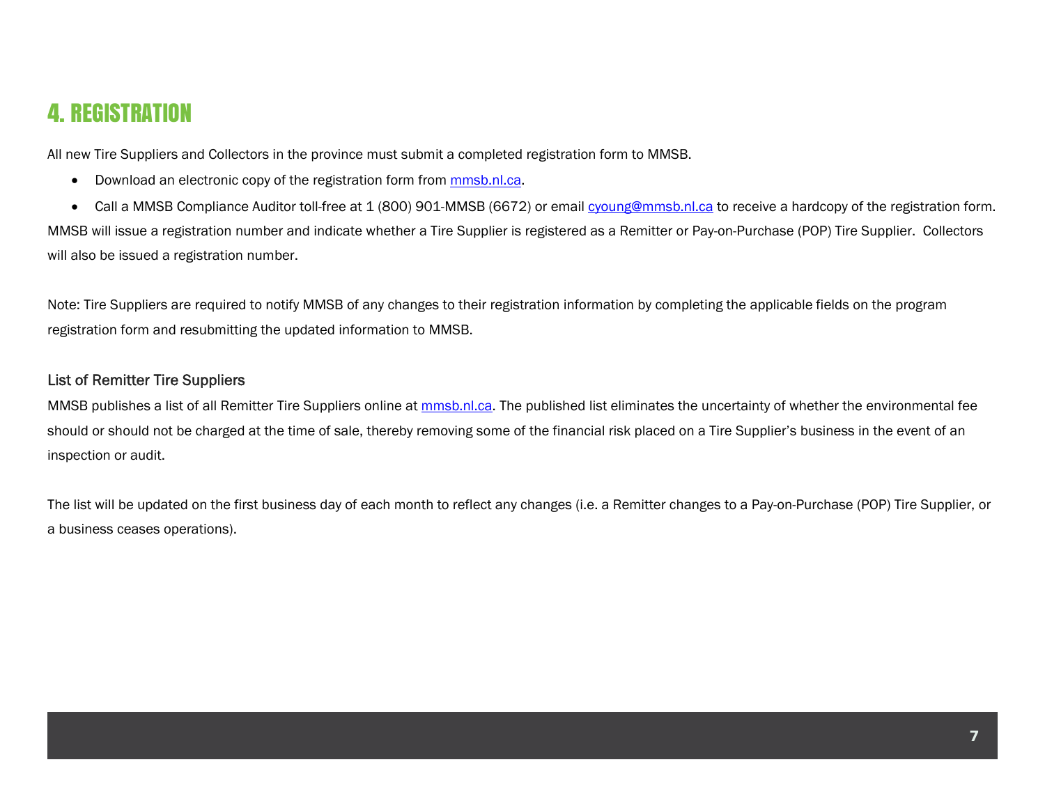# 4. REGISTRATION

All new Tire Suppliers and Collectors in the province must submit a completed registration form to MMSB.

- Download an electronic copy of the registration form from mmsb.nl.ca.
- Call a MMSB Compliance Auditor toll-free at 1 (800) 901-MMSB (6672) or email cyoung@mmsb.nl.ca to receive a hardcopy of the registration form.

MMSB will issue a registration number and indicate whether a Tire Supplier is registered as a Remitter or Pay-on-Purchase (POP) Tire Supplier. Collectors will also be issued a registration number.

Note: Tire Suppliers are required to notify MMSB of any changes to their registration information by completing the applicable fields on the program registration form and resubmitting the updated information to MMSB.

## List of Remitter Tire Suppliers

MMSB publishes a list of all Remitter Tire Suppliers online at mmsb.nl.ca. The published list eliminates the uncertainty of whether the environmental fee should or should not be charged at the time of sale, thereby removing some of the financial risk placed on a Tire Supplier's business in the event of an inspection or audit.

The list will be updated on the first business day of each month to reflect any changes (i.e. a Remitter changes to a Pay-on-Purchase (POP) Tire Supplier, or a business ceases operations).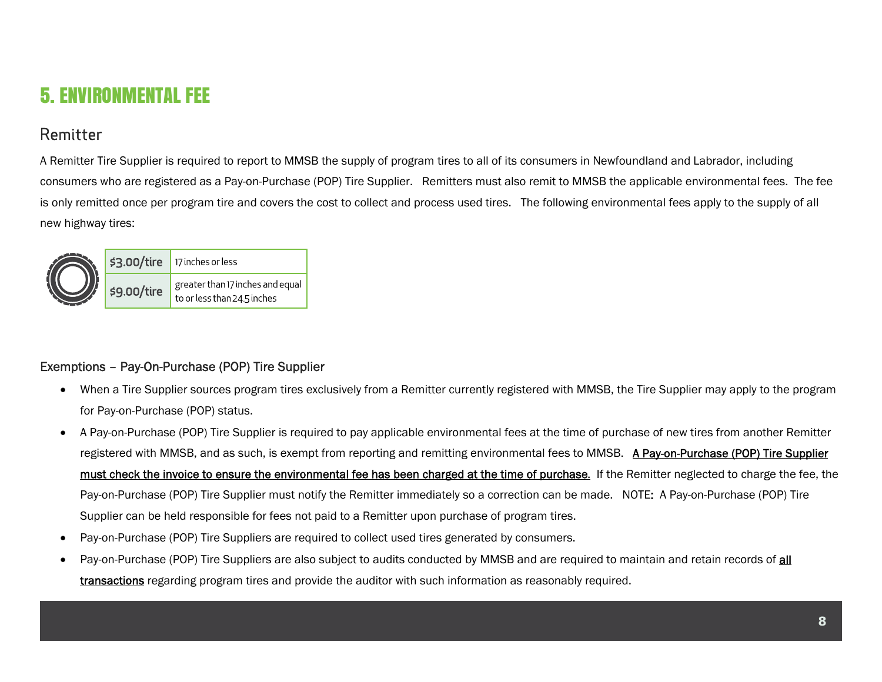# 5. ENVIRONMENTAL FEE

## Remitter

A Remitter Tire Supplier is required to report to MMSB the supply of program tires to all of its consumers in Newfoundland and Labrador, including consumers who are registered as a Pay-on-Purchase (POP) Tire Supplier. Remitters must also remit to MMSB the applicable environmental fees. The fee is only remitted once per program tire and covers the cost to collect and process used tires. The following environmental fees apply to the supply of all new highway tires:

| Fee | Tire Size |
|---|---|
| $3.00/tire | 17 inches or less |
| $9.00/tire | greater than 17 inches and equal to or less than 24.5 inches |

### Exemptions – Pay-On-Purchase (POP) Tire Supplier

- When a Tire Supplier sources program tires exclusively from a Remitter currently registered with MMSB, the Tire Supplier may apply to the program for Pay-on-Purchase (POP) status.
- A Pay-on-Purchase (POP) Tire Supplier is required to pay applicable environmental fees at the time of purchase of new tires from another Remitter registered with MMSB, and as such, is exempt from reporting and remitting environmental fees to MMSB. <u>A Pay-on-Purchase (POP) Tire Supplier must check the invoice to ensure the environmental fee has been charged at the time of purchase</u>. If the Remitter neglected to charge the fee, the Pay-on-Purchase (POP) Tire Supplier must notify the Remitter immediately so a correction can be made. NOTE**:** A Pay-on-Purchase (POP) Tire Supplier can be held responsible for fees not paid to a Remitter upon purchase of program tires.
- Pay-on-Purchase (POP) Tire Suppliers are required to collect used tires generated by consumers.
- Pay-on-Purchase (POP) Tire Suppliers are also subject to audits conducted by MMSB and are required to maintain and retain records of <u>**all transactions**</u> regarding program tires and provide the auditor with such information as reasonably required.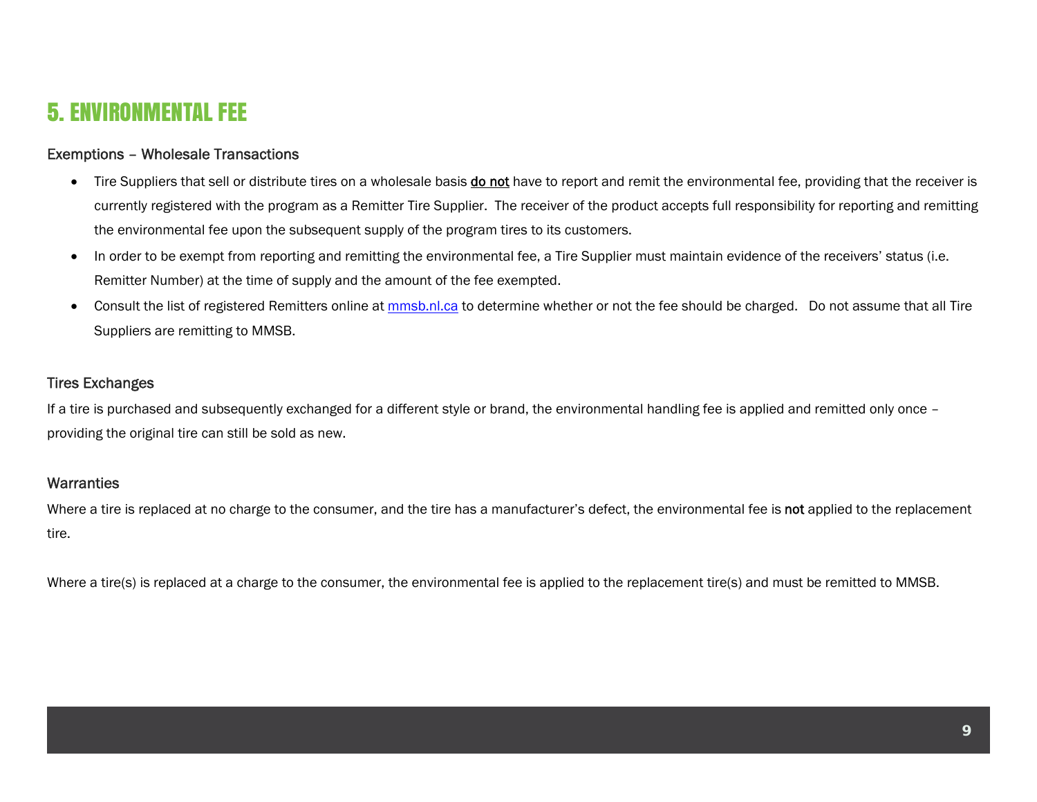# 5. ENVIRONMENTAL FEE

### Exemptions – Wholesale Transactions

- Tire Suppliers that sell or distribute tires on a wholesale basis **do not** have to report and remit the environmental fee, providing that the receiver is currently registered with the program as a Remitter Tire Supplier. The receiver of the product accepts full responsibility for reporting and remitting the environmental fee upon the subsequent supply of the program tires to its customers.
- In order to be exempt from reporting and remitting the environmental fee, a Tire Supplier must maintain evidence of the receivers' status (i.e. Remitter Number) at the time of supply and the amount of the fee exempted.
- Consult the list of registered Remitters online at [mmsb.nl.ca](mmsb.nl.ca) to determine whether or not the fee should be charged. Do not assume that all Tire Suppliers are remitting to MMSB.

### Tires Exchanges

If a tire is purchased and subsequently exchanged for a different style or brand, the environmental handling fee is applied and remitted only once – providing the original tire can still be sold as new.

### Warranties

Where a tire is replaced at no charge to the consumer, and the tire has a manufacturer's defect, the environmental fee is **not** applied to the replacement tire.

Where a tire(s) is replaced at a charge to the consumer, the environmental fee is applied to the replacement tire(s) and must be remitted to MMSB.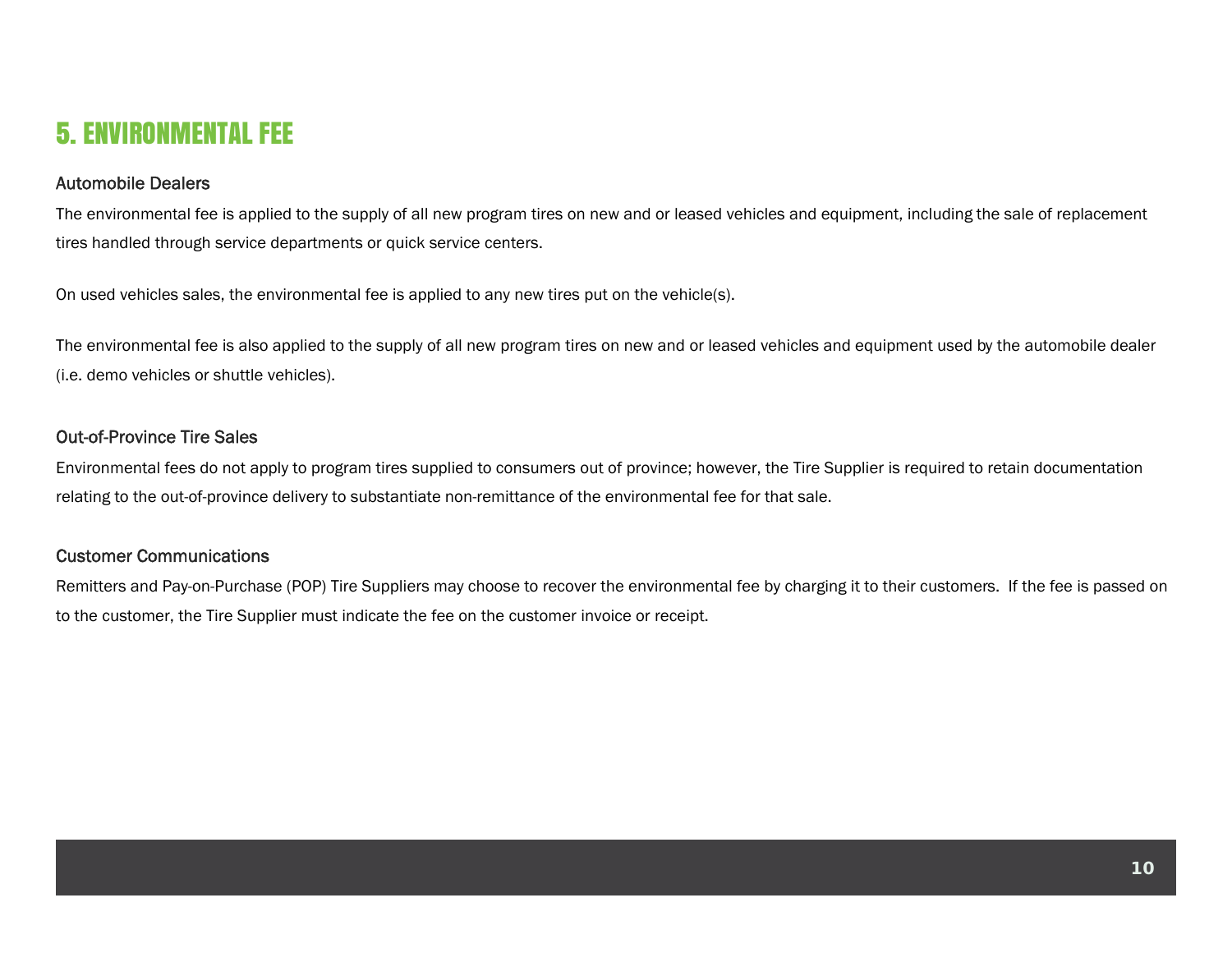# 5. ENVIRONMENTAL FEE

### Automobile Dealers

The environmental fee is applied to the supply of all new program tires on new and or leased vehicles and equipment, including the sale of replacement tires handled through service departments or quick service centers.

On used vehicles sales, the environmental fee is applied to any new tires put on the vehicle(s).

The environmental fee is also applied to the supply of all new program tires on new and or leased vehicles and equipment used by the automobile dealer (i.e. demo vehicles or shuttle vehicles).

### Out-of-Province Tire Sales

Environmental fees do not apply to program tires supplied to consumers out of province; however, the Tire Supplier is required to retain documentation relating to the out-of-province delivery to substantiate non-remittance of the environmental fee for that sale.

### Customer Communications

Remitters and Pay-on-Purchase (POP) Tire Suppliers may choose to recover the environmental fee by charging it to their customers. If the fee is passed on to the customer, the Tire Supplier must indicate the fee on the customer invoice or receipt.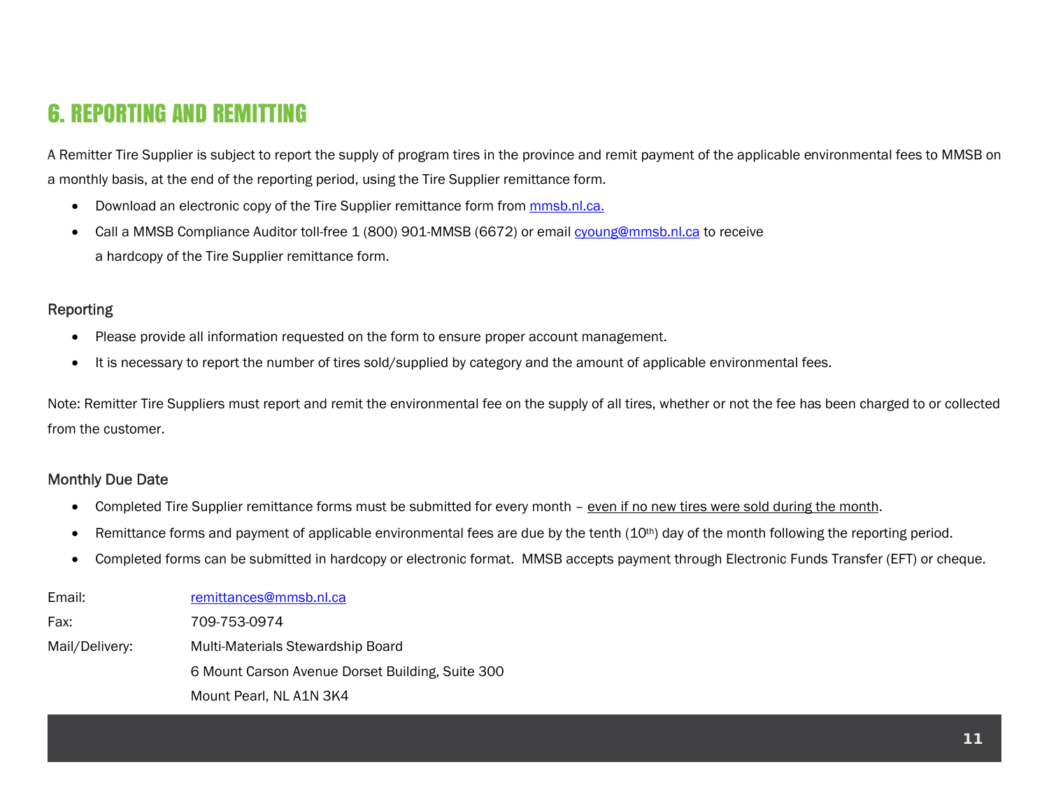# 6. REPORTING AND REMITTING

A Remitter Tire Supplier is subject to report the supply of program tires in the province and remit payment of the applicable environmental fees to MMSB on a monthly basis, at the end of the reporting period, using the Tire Supplier remittance form.

- Download an electronic copy of the Tire Supplier remittance form from [mmsb.nl.ca.](mmsb.nl.ca)
- Call a MMSB Compliance Auditor toll-free 1 (800) 901-MMSB (6672) or email [cyoung@mmsb.nl.ca](mailto:cyoung@mmsb.nl.ca) to receive a hardcopy of the Tire Supplier remittance form.

## Reporting

- Please provide all information requested on the form to ensure proper account management.
- It is necessary to report the number of tires sold/supplied by category and the amount of applicable environmental fees.

Note: Remitter Tire Suppliers must report and remit the environmental fee on the supply of all tires, whether or not the fee has been charged to or collected from the customer.

## Monthly Due Date

- Completed Tire Supplier remittance forms must be submitted for every month – <u>even if no new tires were sold during the month</u>.
- Remittance forms and payment of applicable environmental fees are due by the tenth (10th) day of the month following the reporting period.
- Completed forms can be submitted in hardcopy or electronic format. MMSB accepts payment through Electronic Funds Transfer (EFT) or cheque.

| | |
|---|---|
| Email: | [remittances@mmsb.nl.ca](mailto:remittances@mmsb.nl.ca) |
| Fax: | 709-753-0974 |
| Mail/Delivery: | Multi-Materials Stewardship Board<br>6 Mount Carson Avenue Dorset Building, Suite 300<br>Mount Pearl, NL A1N 3K4 |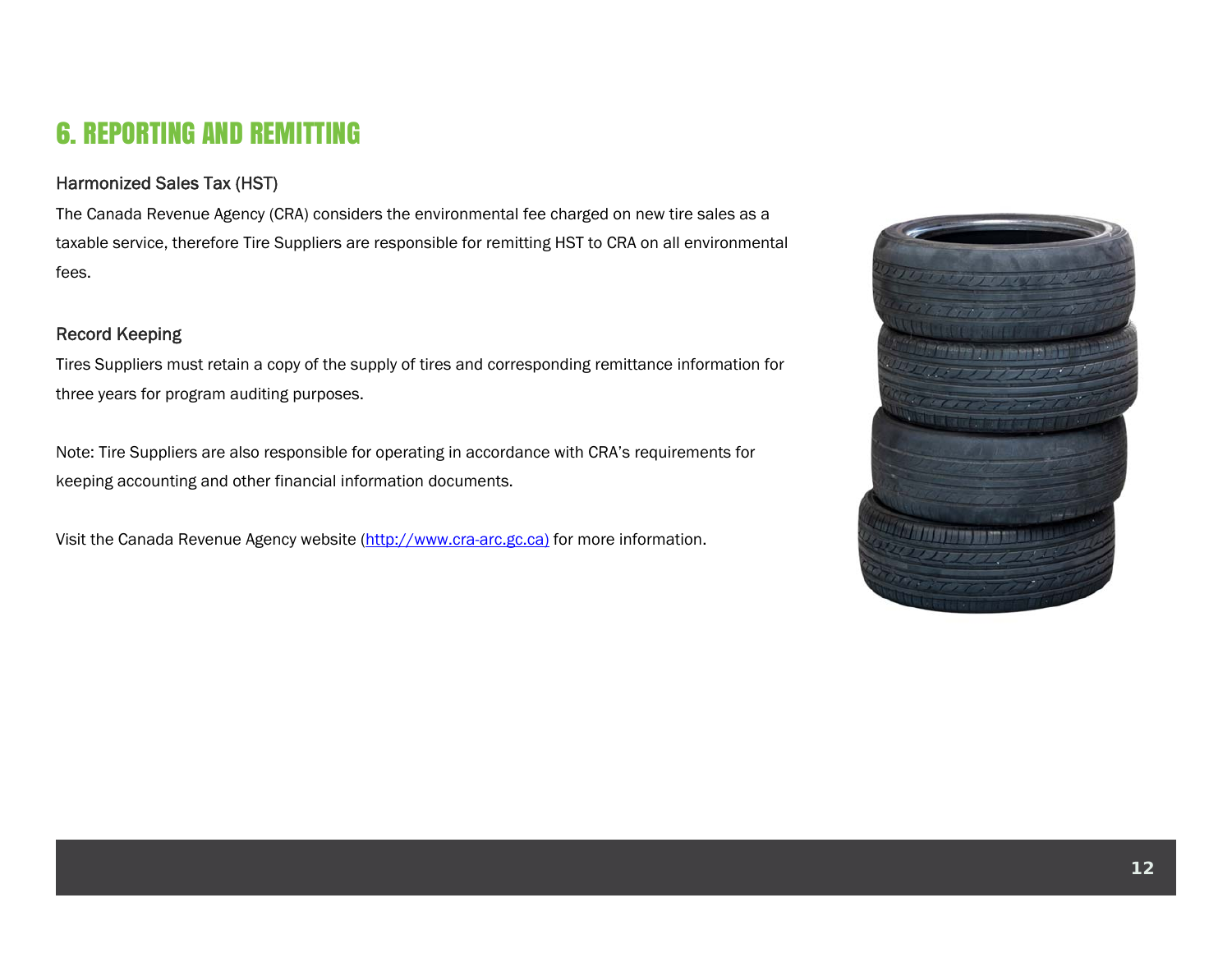# 6. REPORTING AND REMITTING

## Harmonized Sales Tax (HST)

The Canada Revenue Agency (CRA) considers the environmental fee charged on new tire sales as a taxable service, therefore Tire Suppliers are responsible for remitting HST to CRA on all environmental fees.

## Record Keeping

Tires Suppliers must retain a copy of the supply of tires and corresponding remittance information for three years for program auditing purposes.

Note: Tire Suppliers are also responsible for operating in accordance with CRA's requirements for keeping accounting and other financial information documents.

Visit the Canada Revenue Agency website (http://www.cra-arc.gc.ca) for more information.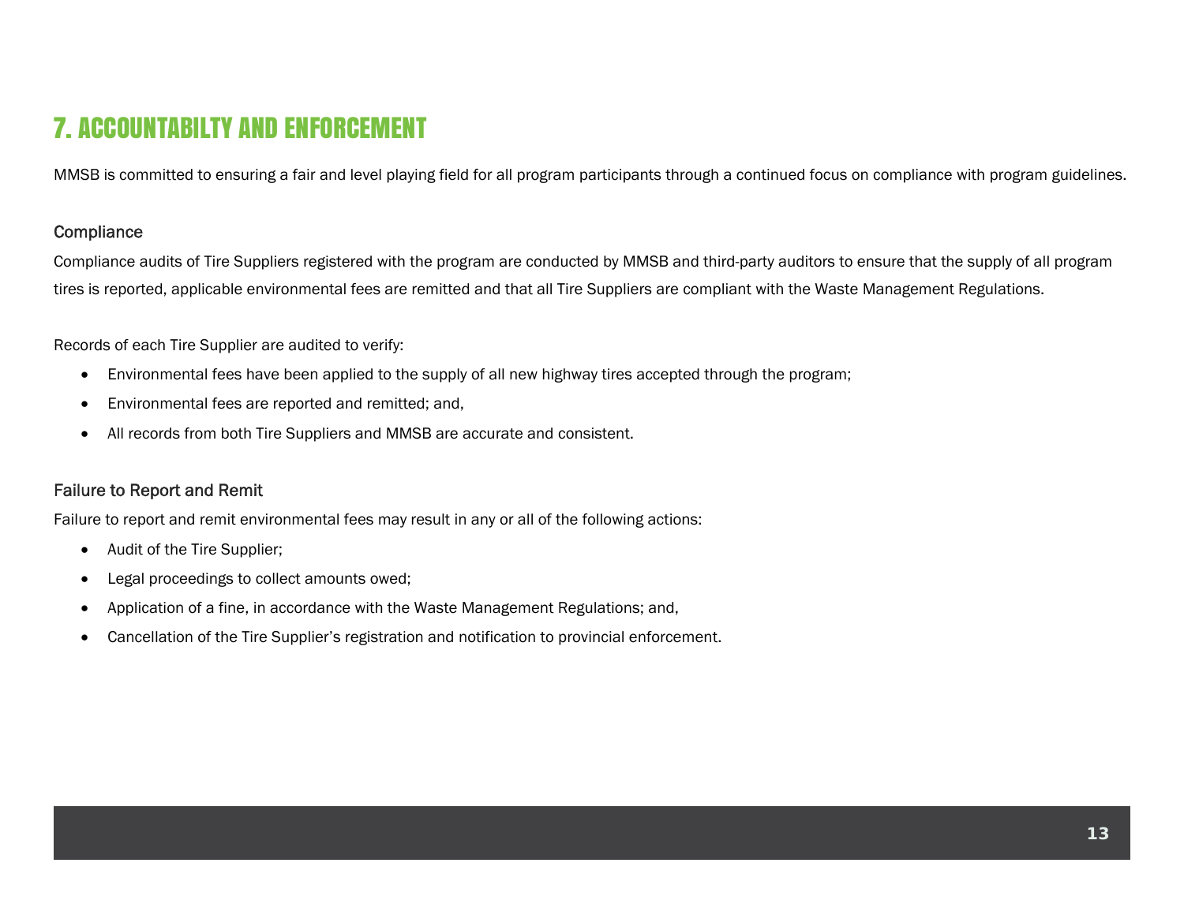# 7. ACCOUNTABILTY AND ENFORCEMENT

MMSB is committed to ensuring a fair and level playing field for all program participants through a continued focus on compliance with program guidelines.

### Compliance

Compliance audits of Tire Suppliers registered with the program are conducted by MMSB and third-party auditors to ensure that the supply of all program tires is reported, applicable environmental fees are remitted and that all Tire Suppliers are compliant with the Waste Management Regulations.

Records of each Tire Supplier are audited to verify:

- Environmental fees have been applied to the supply of all new highway tires accepted through the program;
- Environmental fees are reported and remitted; and,
- All records from both Tire Suppliers and MMSB are accurate and consistent.

### Failure to Report and Remit

Failure to report and remit environmental fees may result in any or all of the following actions:

- Audit of the Tire Supplier;
- Legal proceedings to collect amounts owed;
- Application of a fine, in accordance with the Waste Management Regulations; and,
- Cancellation of the Tire Supplier's registration and notification to provincial enforcement.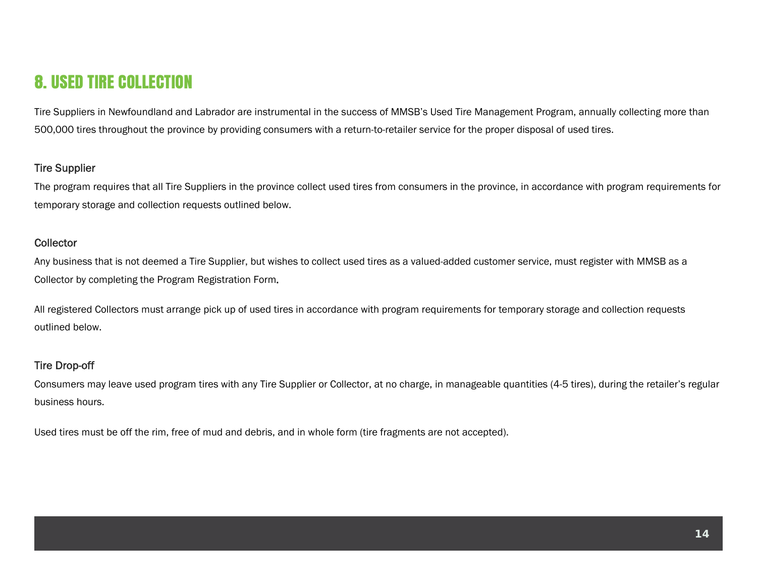# 8. USED TIRE COLLECTION

Tire Suppliers in Newfoundland and Labrador are instrumental in the success of MMSB's Used Tire Management Program, annually collecting more than 500,000 tires throughout the province by providing consumers with a return-to-retailer service for the proper disposal of used tires.

### Tire Supplier

The program requires that all Tire Suppliers in the province collect used tires from consumers in the province, in accordance with program requirements for temporary storage and collection requests outlined below.

### Collector

Any business that is not deemed a Tire Supplier, but wishes to collect used tires as a valued-added customer service, must register with MMSB as a Collector by completing the Program Registration Form.

All registered Collectors must arrange pick up of used tires in accordance with program requirements for temporary storage and collection requests outlined below.

### Tire Drop-off

Consumers may leave used program tires with any Tire Supplier or Collector, at no charge, in manageable quantities (4-5 tires), during the retailer's regular business hours.

Used tires must be off the rim, free of mud and debris, and in whole form (tire fragments are not accepted).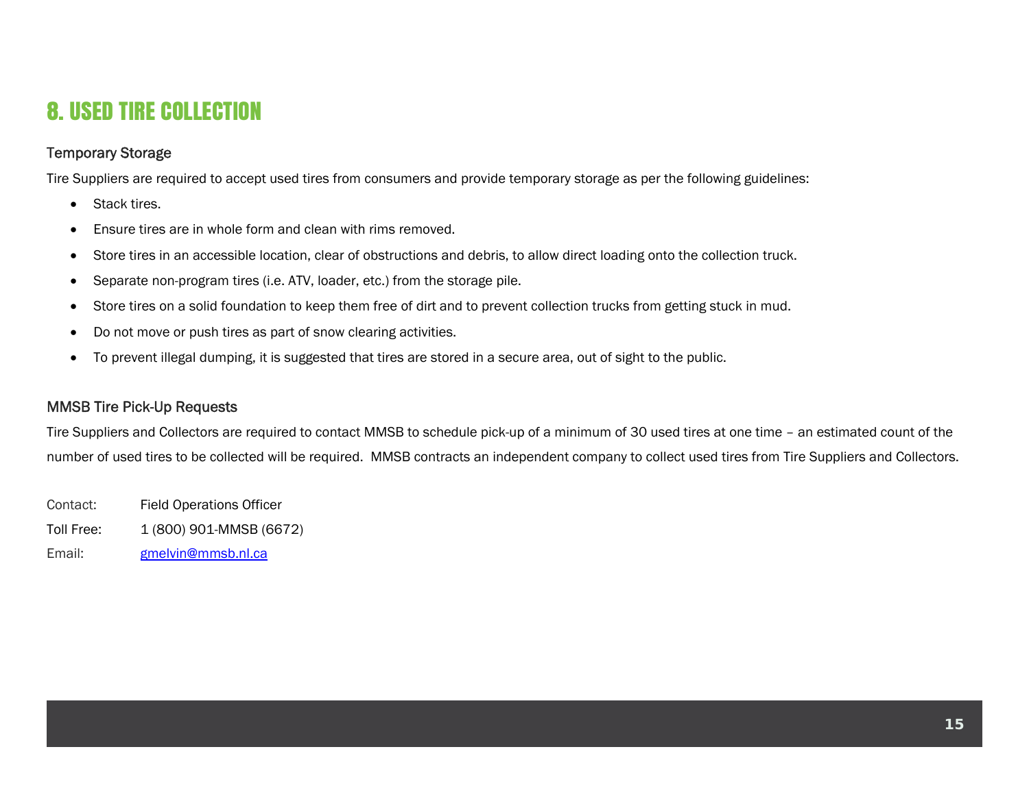# 8. USED TIRE COLLECTION

## Temporary Storage

Tire Suppliers are required to accept used tires from consumers and provide temporary storage as per the following guidelines:

- Stack tires.
- Ensure tires are in whole form and clean with rims removed.
- Store tires in an accessible location, clear of obstructions and debris, to allow direct loading onto the collection truck.
- Separate non-program tires (i.e. ATV, loader, etc.) from the storage pile.
- Store tires on a solid foundation to keep them free of dirt and to prevent collection trucks from getting stuck in mud.
- Do not move or push tires as part of snow clearing activities.
- To prevent illegal dumping, it is suggested that tires are stored in a secure area, out of sight to the public.

## MMSB Tire Pick-Up Requests

Tire Suppliers and Collectors are required to contact MMSB to schedule pick-up of a minimum of 30 used tires at one time – an estimated count of the number of used tires to be collected will be required. MMSB contracts an independent company to collect used tires from Tire Suppliers and Collectors.

Contact: Field Operations Officer
Toll Free: 1 (800) 901-MMSB (6672)
Email: gmelvin@mmsb.nl.ca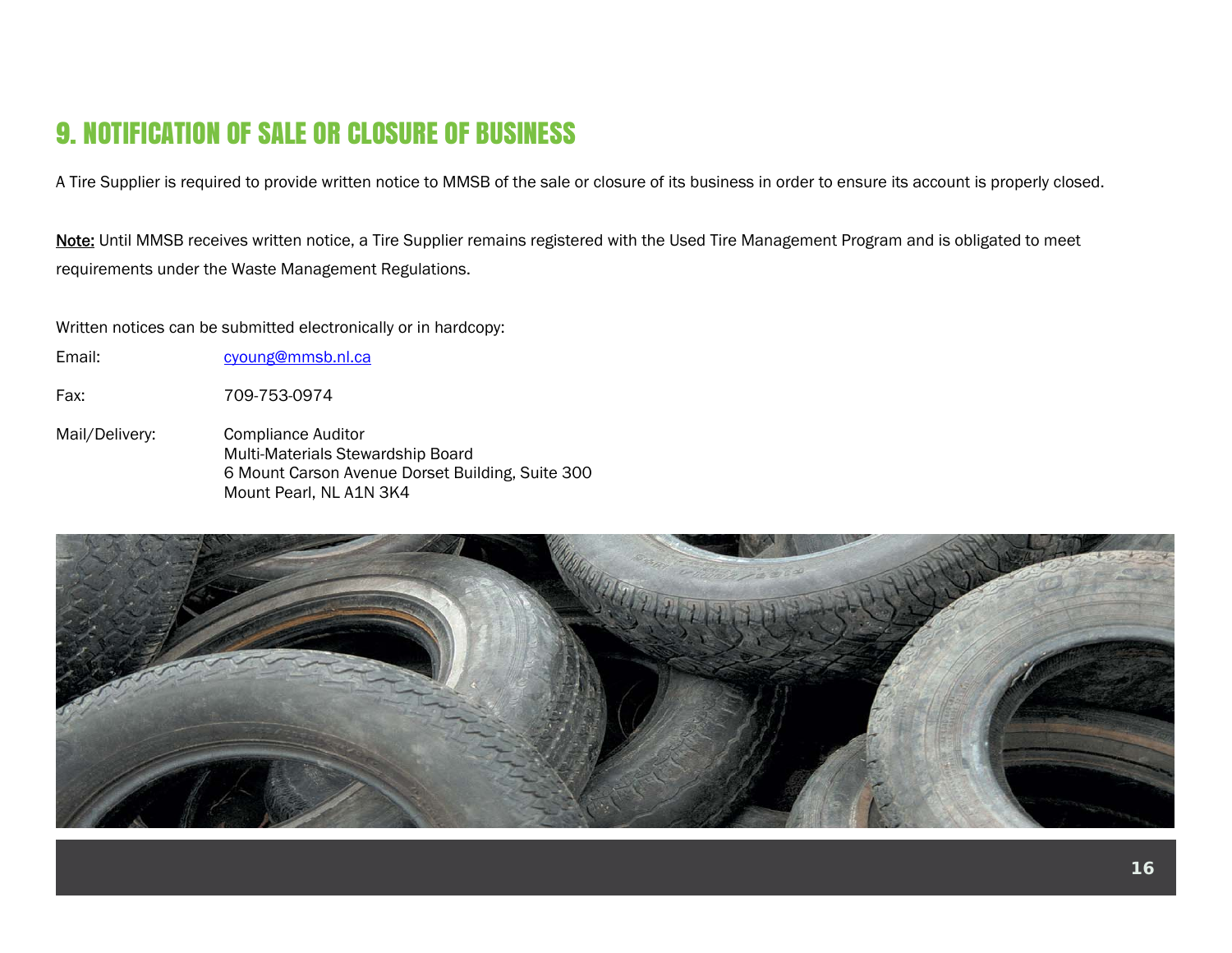## 9. NOTIFICATION OF SALE OR CLOSURE OF BUSINESS

A Tire Supplier is required to provide written notice to MMSB of the sale or closure of its business in order to ensure its account is properly closed.

<u>Note:</u> Until MMSB receives written notice, a Tire Supplier remains registered with the Used Tire Management Program and is obligated to meet requirements under the Waste Management Regulations.

Written notices can be submitted electronically or in hardcopy:

Email: cyoung@mmsb.nl.ca

Fax: 709-753-0974

Mail/Delivery:
Compliance Auditor
Multi-Materials Stewardship Board
6 Mount Carson Avenue Dorset Building, Suite 300
Mount Pearl, NL A1N 3K4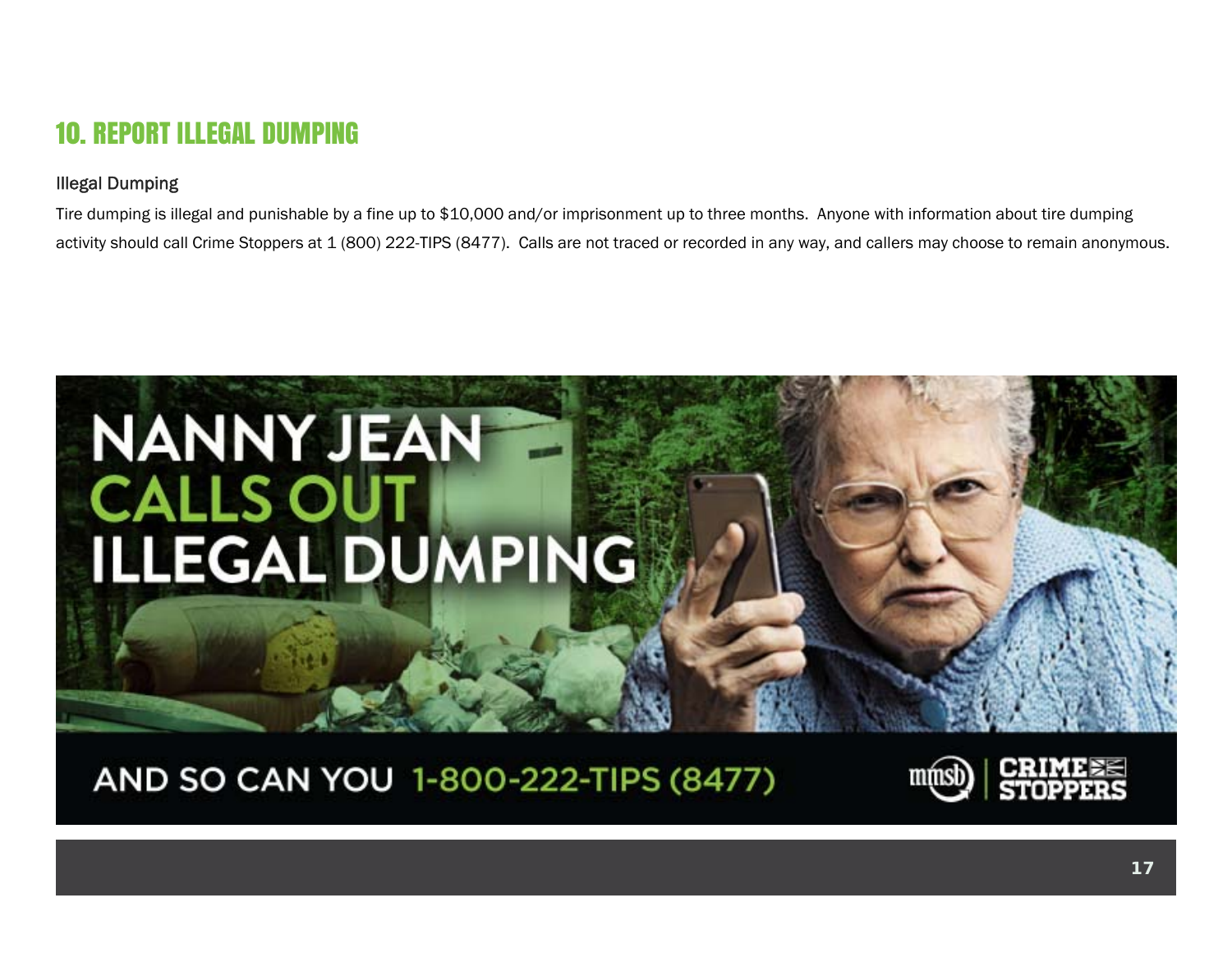## 10. REPORT ILLEGAL DUMPING

### Illegal Dumping

Tire dumping is illegal and punishable by a fine up to $10,000 and/or imprisonment up to three months. Anyone with information about tire dumping activity should call Crime Stoppers at 1 (800) 222-TIPS (8477). Calls are not traced or recorded in any way, and callers may choose to remain anonymous.

NANNY JEAN CALLS OUT ILLEGAL DUMPING

AND SO CAN YOU 1-800-222-TIPS (8477)

mmsb | CRIME STOPPERS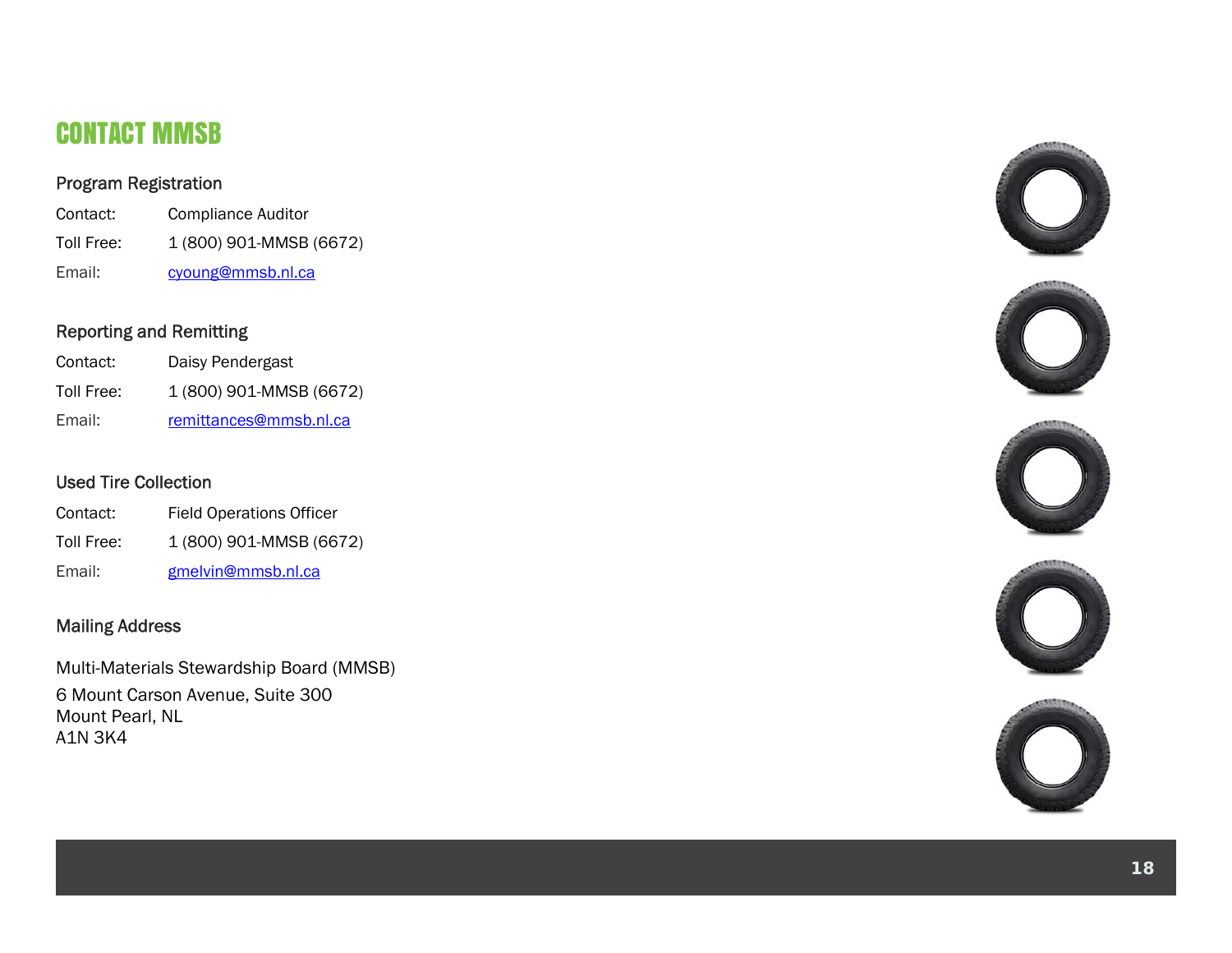# CONTACT MMSB

### Program Registration

| | |
|---|---|
| Contact: | Compliance Auditor |
| Toll Free: | 1 (800) 901-MMSB (6672) |
| Email: | cyoung@mmsb.nl.ca |

### Reporting and Remitting

| | |
|---|---|
| Contact: | Daisy Pendergast |
| Toll Free: | 1 (800) 901-MMSB (6672) |
| Email: | remittances@mmsb.nl.ca |

### Used Tire Collection

| | |
|---|---|
| Contact: | Field Operations Officer |
| Toll Free: | 1 (800) 901-MMSB (6672) |
| Email: | gmelvin@mmsb.nl.ca |

### Mailing Address

Multi-Materials Stewardship Board (MMSB)
6 Mount Carson Avenue, Suite 300
Mount Pearl, NL
A1N 3K4